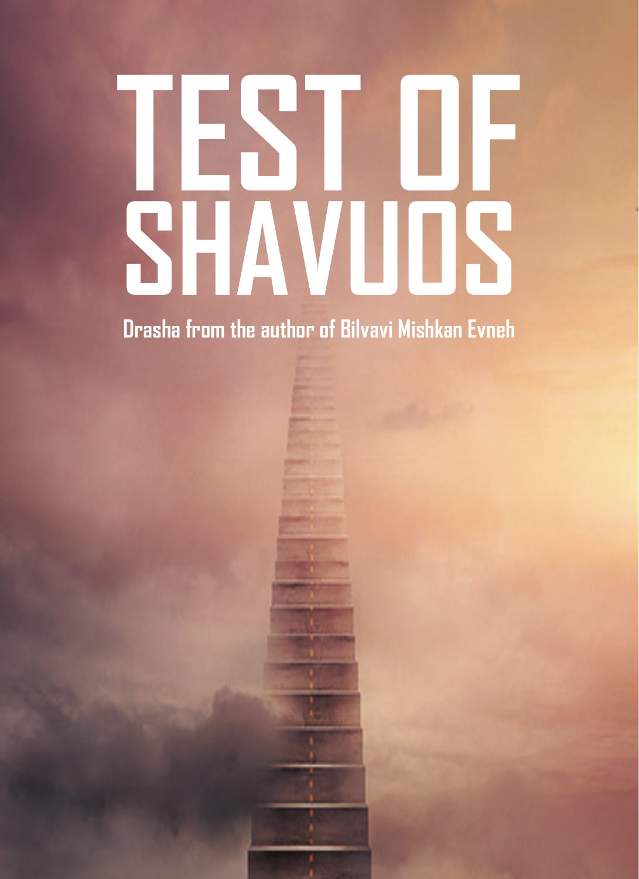# TEST OF SHAVUOS

**Drasha from the author of Bilvavi Mishkan Evneh**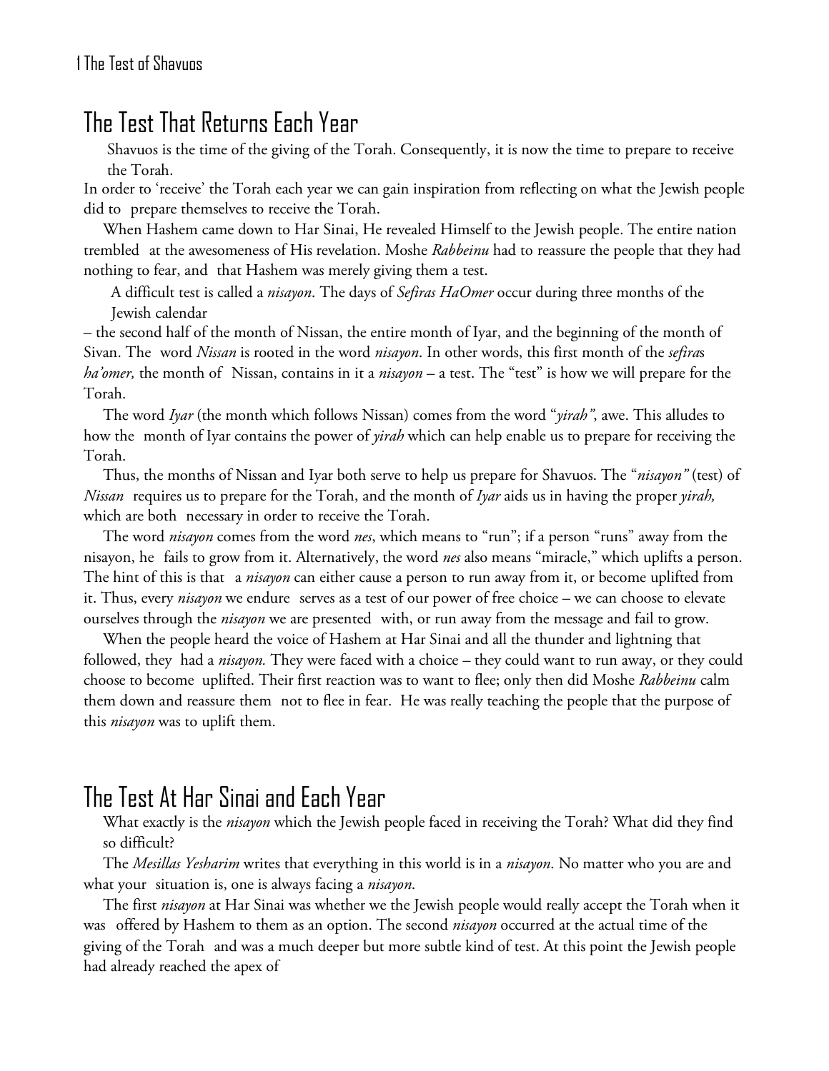## The Test That Returns Each Year

Shavuos is the time of the giving of the Torah. Consequently, it is now the time to prepare to receive the Torah.

In order to 'receive' the Torah each year we can gain inspiration from reflecting on what the Jewish people did to prepare themselves to receive the Torah.

When Hashem came down to Har Sinai, He revealed Himself to the Jewish people. The entire nation trembled at the awesomeness of His revelation. Moshe *Rabbeinu* had to reassure the people that they had nothing to fear, and that Hashem was merely giving them a test.

A difficult test is called a *nisayon*. The days of *Sefiras HaOmer* occur during three months of the Jewish calendar – the second half of the month of Nissan, the entire month of Iyar, and the beginning of the month of Sivan. The word *Nissan* is rooted in the word *nisayon*. In other words, this first month of the *sefira*s *ha'omer,* the month of Nissan, contains in it a *nisayon* – a test. The "test" is how we will prepare for the Torah.

The word *Iyar* (the month which follows Nissan) comes from the word "*yirah"*, awe. This alludes to how the month of Iyar contains the power of *yirah* which can help enable us to prepare for receiving the Torah.

Thus, the months of Nissan and Iyar both serve to help us prepare for Shavuos. The "*nisayon"* (test) of *Nissan* requires us to prepare for the Torah, and the month of *Iyar* aids us in having the proper *yirah,* which are both necessary in order to receive the Torah.

The word *nisayon* comes from the word *nes*, which means to "run"; if a person "runs" away from the nisayon, he fails to grow from it. Alternatively, the word *nes* also means "miracle," which uplifts a person. The hint of this is that a *nisayon* can either cause a person to run away from it, or become uplifted from it. Thus, every *nisayon* we endure serves as a test of our power of free choice – we can choose to elevate ourselves through the *nisayon* we are presented with, or run away from the message and fail to grow.

When the people heard the voice of Hashem at Har Sinai and all the thunder and lightning that followed, they had a *nisayon.* They were faced with a choice – they could want to run away, or they could choose to become uplifted. Their first reaction was to want to flee; only then did Moshe *Rabbeinu* calm them down and reassure them not to flee in fear. He was really teaching the people that the purpose of this *nisayon* was to uplift them.

## The Test At Har Sinai and Each Year

What exactly is the *nisayon* which the Jewish people faced in receiving the Torah? What did they find so difficult?

The *Mesillas Yesharim* writes that everything in this world is in a *nisayon*. No matter who you are and what your situation is, one is always facing a *nisayon*.

The first *nisayon* at Har Sinai was whether we the Jewish people would really accept the Torah when it was offered by Hashem to them as an option. The second *nisayon* occurred at the actual time of the giving of the Torah and was a much deeper but more subtle kind of test. At this point the Jewish people had already reached the apex of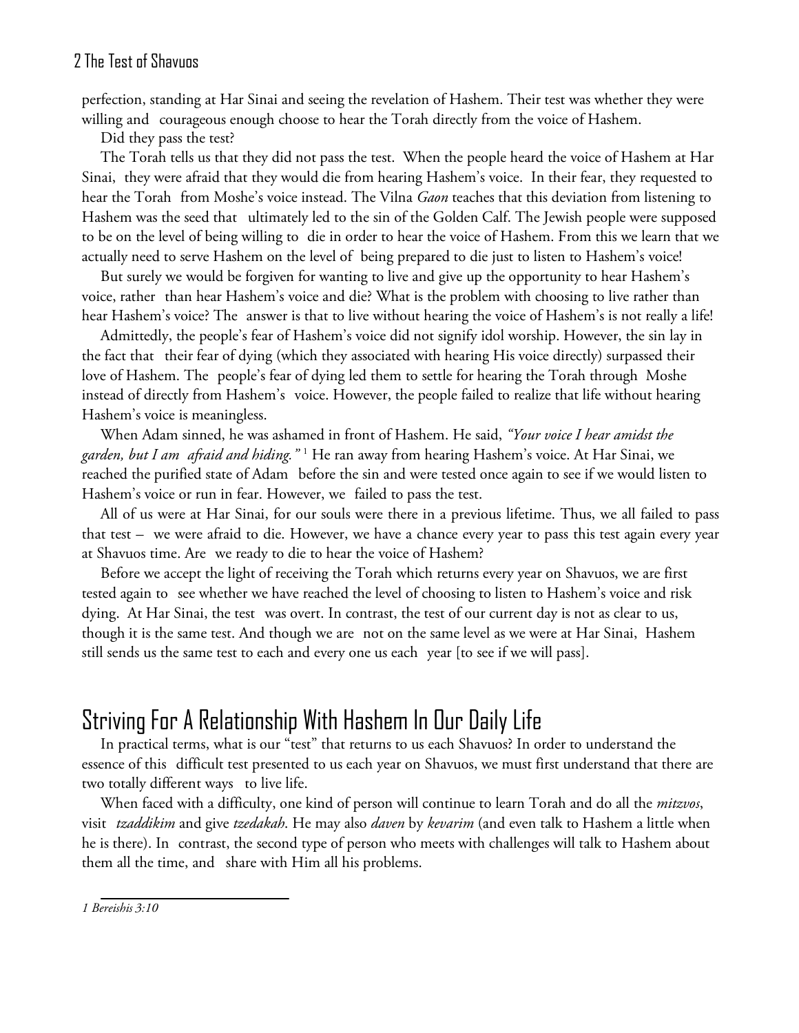perfection, standing at Har Sinai and seeing the revelation of Hashem. Their test was whether they were willing and courageous enough choose to hear the Torah directly from the voice of Hashem.

Did they pass the test?

The Torah tells us that they did not pass the test. When the people heard the voice of Hashem at Har Sinai, they were afraid that they would die from hearing Hashem's voice. In their fear, they requested to hear the Torah from Moshe's voice instead. The Vilna *Gaon* teaches that this deviation from listening to Hashem was the seed that ultimately led to the sin of the Golden Calf. The Jewish people were supposed to be on the level of being willing to die in order to hear the voice of Hashem. From this we learn that we actually need to serve Hashem on the level of being prepared to die just to listen to Hashem's voice!

But surely we would be forgiven for wanting to live and give up the opportunity to hear Hashem's voice, rather than hear Hashem's voice and die? What is the problem with choosing to live rather than hear Hashem's voice? The answer is that to live without hearing the voice of Hashem's is not really a life!

Admittedly, the people's fear of Hashem's voice did not signify idol worship. However, the sin lay in the fact that their fear of dying (which they associated with hearing His voice directly) surpassed their love of Hashem. The people's fear of dying led them to settle for hearing the Torah through Moshe instead of directly from Hashem's voice. However, the people failed to realize that life without hearing Hashem's voice is meaningless.

When Adam sinned, he was ashamed in front of Hashem. He said, *"Your voice I hear amidst the garden, but I am afraid and hiding."* [1] He ran away from hearing Hashem's voice. At Har Sinai, we reached the purified state of Adam before the sin and were tested once again to see if we would listen to Hashem's voice or run in fear. However, we failed to pass the test.

All of us were at Har Sinai, for our souls were there in a previous lifetime. Thus, we all failed to pass that test – we were afraid to die. However, we have a chance every year to pass this test again every year at Shavuos time. Are we ready to die to hear the voice of Hashem?

Before we accept the light of receiving the Torah which returns every year on Shavuos, we are first tested again to see whether we have reached the level of choosing to listen to Hashem's voice and risk dying. At Har Sinai, the test was overt. In contrast, the test of our current day is not as clear to us, though it is the same test. And though we are not on the same level as we were at Har Sinai, Hashem still sends us the same test to each and every one us each year [to see if we will pass].

## Striving For A Relationship With Hashem In Our Daily Life

In practical terms, what is our "test" that returns to us each Shavuos? In order to understand the essence of this difficult test presented to us each year on Shavuos, we must first understand that there are two totally different ways to live life.

When faced with a difficulty, one kind of person will continue to learn Torah and do all the *mitzvos*, visit *tzaddikim* and give *tzedakah*. He may also *daven* by *kevarim* (and even talk to Hashem a little when he is there). In contrast, the second type of person who meets with challenges will talk to Hashem about them all the time, and share with Him all his problems.

---

[1] *Bereishis 3:10*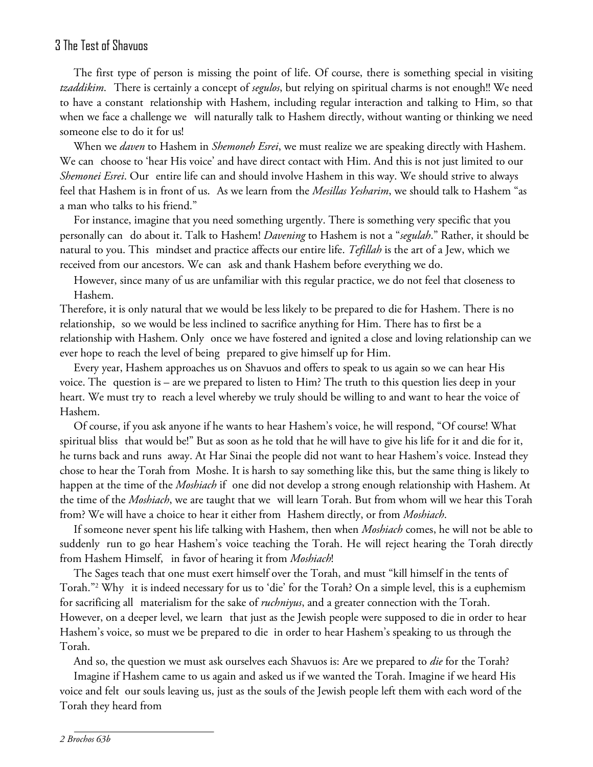The first type of person is missing the point of life. Of course, there is something special in visiting *tzaddikim*. There is certainly a concept of *segulos*, but relying on spiritual charms is not enough!! We need to have a constant relationship with Hashem, including regular interaction and talking to Him, so that when we face a challenge we will naturally talk to Hashem directly, without wanting or thinking we need someone else to do it for us!

When we *daven* to Hashem in *Shemoneh Esrei*, we must realize we are speaking directly with Hashem. We can choose to 'hear His voice' and have direct contact with Him. And this is not just limited to our *Shemonei Esrei*. Our entire life can and should involve Hashem in this way. We should strive to always feel that Hashem is in front of us. As we learn from the *Mesillas Yesharim*, we should talk to Hashem "as a man who talks to his friend."

For instance, imagine that you need something urgently. There is something very specific that you personally can do about it. Talk to Hashem! *Davening* to Hashem is not a "*segulah*." Rather, it should be natural to you. This mindset and practice affects our entire life. *Tefillah* is the art of a Jew, which we received from our ancestors. We can ask and thank Hashem before everything we do.

However, since many of us are unfamiliar with this regular practice, we do not feel that closeness to Hashem.

Therefore, it is only natural that we would be less likely to be prepared to die for Hashem. There is no relationship, so we would be less inclined to sacrifice anything for Him. There has to first be a relationship with Hashem. Only once we have fostered and ignited a close and loving relationship can we ever hope to reach the level of being prepared to give himself up for Him.

Every year, Hashem approaches us on Shavuos and offers to speak to us again so we can hear His voice. The question is – are we prepared to listen to Him? The truth to this question lies deep in your heart. We must try to reach a level whereby we truly should be willing to and want to hear the voice of Hashem.

Of course, if you ask anyone if he wants to hear Hashem's voice, he will respond, "Of course! What spiritual bliss that would be!" But as soon as he told that he will have to give his life for it and die for it, he turns back and runs away. At Har Sinai the people did not want to hear Hashem's voice. Instead they chose to hear the Torah from Moshe. It is harsh to say something like this, but the same thing is likely to happen at the time of the *Moshiach* if one did not develop a strong enough relationship with Hashem. At the time of the *Moshiach*, we are taught that we will learn Torah. But from whom will we hear this Torah from? We will have a choice to hear it either from Hashem directly, or from *Moshiach*.

If someone never spent his life talking with Hashem, then when *Moshiach* comes, he will not be able to suddenly run to go hear Hashem's voice teaching the Torah. He will reject hearing the Torah directly from Hashem Himself, in favor of hearing it from *Moshiach*!

The Sages teach that one must exert himself over the Torah, and must "kill himself in the tents of Torah."[2] Why it is indeed necessary for us to 'die' for the Torah? On a simple level, this is a euphemism for sacrificing all materialism for the sake of *ruchniyus*, and a greater connection with the Torah. However, on a deeper level, we learn that just as the Jewish people were supposed to die in order to hear Hashem's voice, so must we be prepared to die in order to hear Hashem's speaking to us through the Torah.

And so, the question we must ask ourselves each Shavuos is: Are we prepared to *die* for the Torah?

Imagine if Hashem came to us again and asked us if we wanted the Torah. Imagine if we heard His voice and felt our souls leaving us, just as the souls of the Jewish people left them with each word of the Torah they heard from

---

*2 Brochos 63b*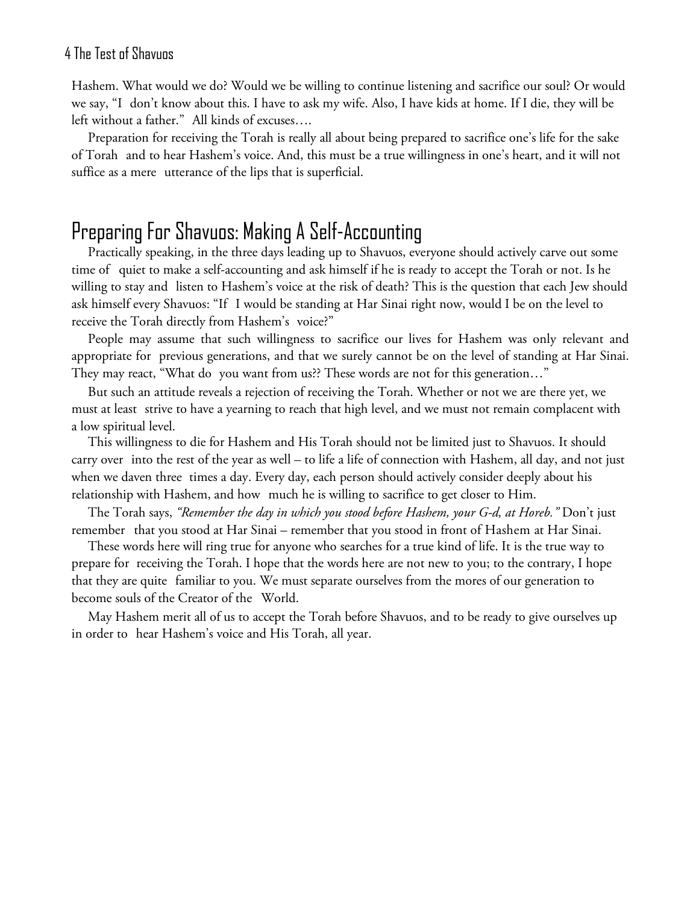Hashem. What would we do? Would we be willing to continue listening and sacrifice our soul? Or would we say, "I don't know about this. I have to ask my wife. Also, I have kids at home. If I die, they will be left without a father." All kinds of excuses….

Preparation for receiving the Torah is really all about being prepared to sacrifice one's life for the sake of Torah and to hear Hashem's voice. And, this must be a true willingness in one's heart, and it will not suffice as a mere utterance of the lips that is superficial.

## Preparing For Shavuos: Making A Self-Accounting

Practically speaking, in the three days leading up to Shavuos, everyone should actively carve out some time of quiet to make a self-accounting and ask himself if he is ready to accept the Torah or not. Is he willing to stay and listen to Hashem's voice at the risk of death? This is the question that each Jew should ask himself every Shavuos: "If I would be standing at Har Sinai right now, would I be on the level to receive the Torah directly from Hashem's voice?"

People may assume that such willingness to sacrifice our lives for Hashem was only relevant and appropriate for previous generations, and that we surely cannot be on the level of standing at Har Sinai. They may react, "What do you want from us?? These words are not for this generation…"

But such an attitude reveals a rejection of receiving the Torah. Whether or not we are there yet, we must at least strive to have a yearning to reach that high level, and we must not remain complacent with a low spiritual level.

This willingness to die for Hashem and His Torah should not be limited just to Shavuos. It should carry over into the rest of the year as well – to life a life of connection with Hashem, all day, and not just when we daven three times a day. Every day, each person should actively consider deeply about his relationship with Hashem, and how much he is willing to sacrifice to get closer to Him.

The Torah says, *"Remember the day in which you stood before Hashem, your G-d, at Horeb."* Don't just remember that you stood at Har Sinai – remember that you stood in front of Hashem at Har Sinai.

These words here will ring true for anyone who searches for a true kind of life. It is the true way to prepare for receiving the Torah. I hope that the words here are not new to you; to the contrary, I hope that they are quite familiar to you. We must separate ourselves from the mores of our generation to become souls of the Creator of the World.

May Hashem merit all of us to accept the Torah before Shavuos, and to be ready to give ourselves up in order to hear Hashem's voice and His Torah, all year.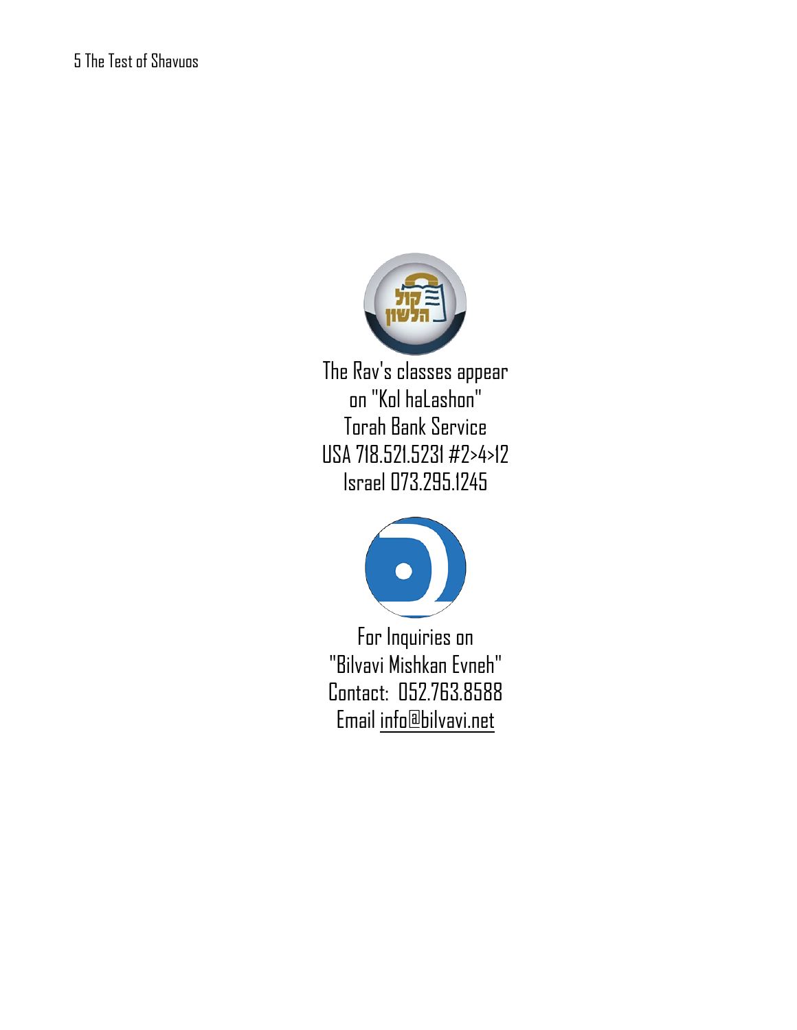The Rav's classes appear
on "Kol haLashon"
Torah Bank Service
USA 718.521.5231 #2>4>12
Israel 073.295.1245

For Inquiries on
"Bilvavi Mishkan Evneh"
Contact: 052.763.8588
Email info@bilvavi.net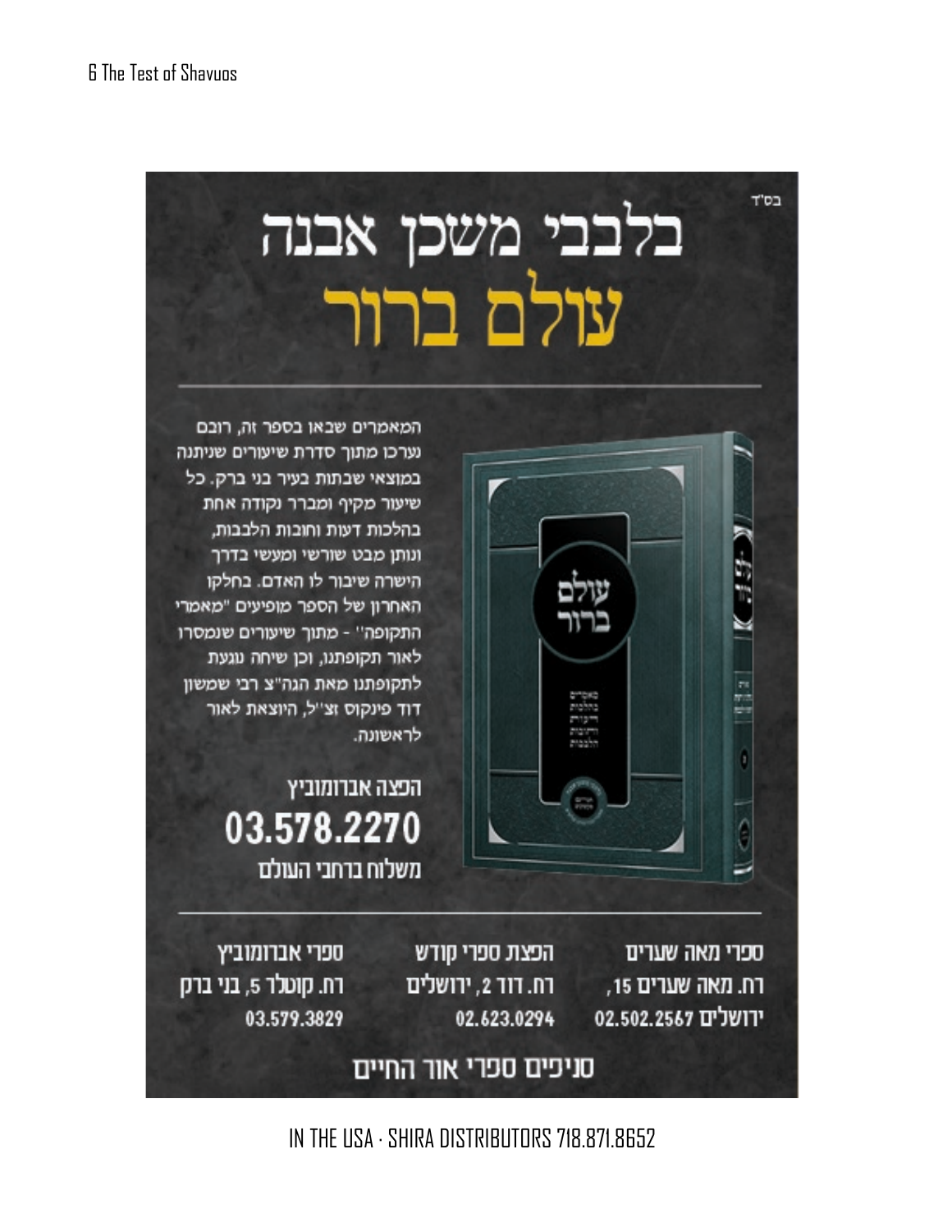בס"ד

# בלבבי משכן אבנה

# עולם ברור

המאמרים שבאו בספר זה, רובם נערכו מתוך סדרת שיעורים שניתנה במוצאי שבתות בעיר בני ברק. כל שיעור מקיף ומברר נקודה אחת בהלכות דעות וחובות הלבבות, ונותן מבט שורשי ומעשי בדרך הישרה שיבור לו האדם. בחלקו האחרון של הספר מופיעים "מאמרי התקופה" - מתוך שיעורים שנמסרו לאור תקופתנו, וכן שיחה נוגעת לתקופתנו מאת הגה"צ רבי שמשון דוד פינקוס זצ"ל, היוצאת לאור לראשונה.

הפצה אברומוביץ

**03.578.2270**

משלוח ברחבי העולם

ספרי מאה שערים
רח. מאה שערים 15,
ירושלים 02.502.2567

הפצת ספרי קודש
רח. דוד 2, ירושלים
02.623.0294

ספרי אברומוביץ
רח. קוטלר 5, בני ברק
03.579.3829

סניפים ספרי אור החיים

IN THE USA · SHIRA DISTRIBUTORS 718.871.8652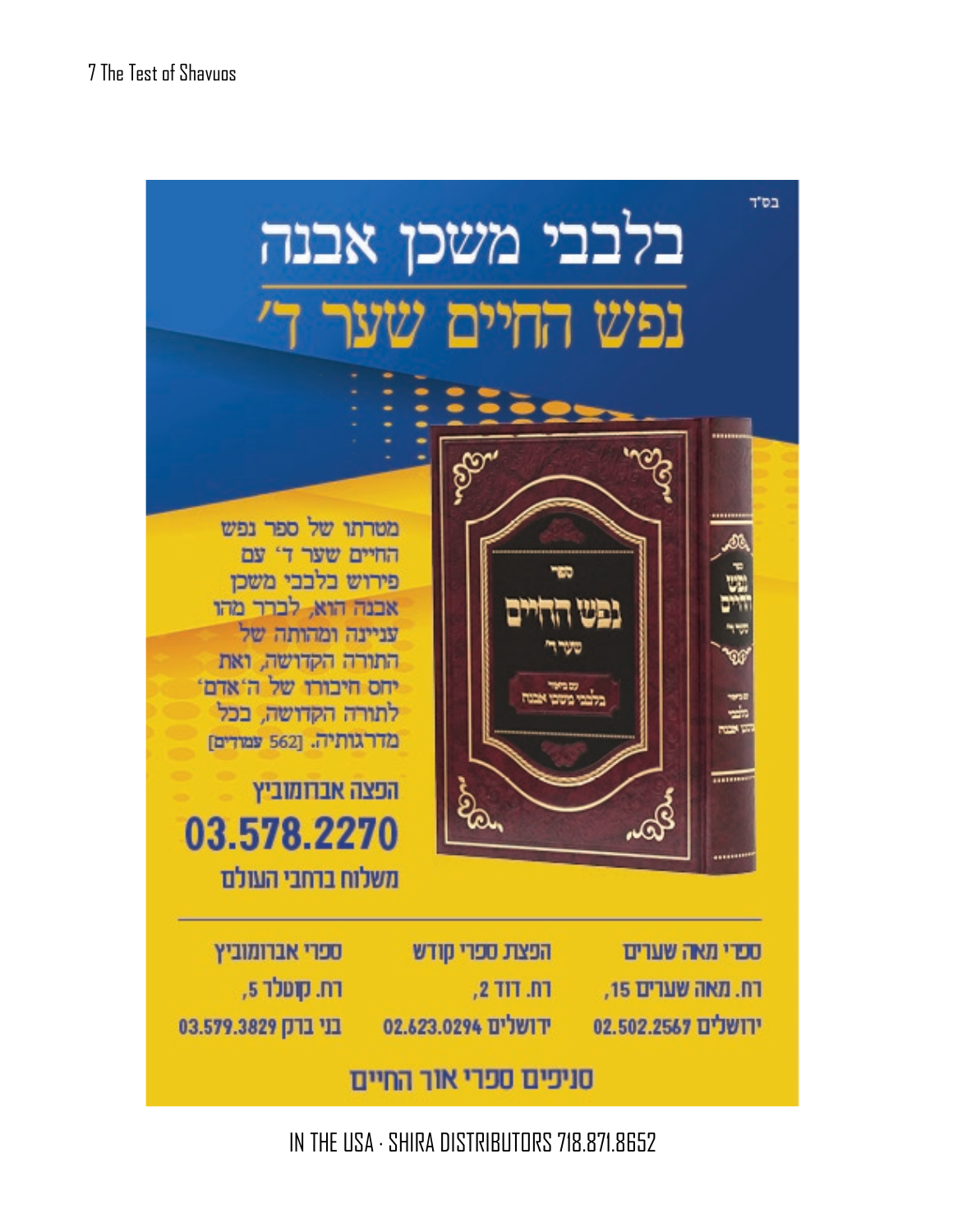בס"ד

# בלבבי משכן אבנה

## נפש החיים שער ד'

מטרתו של ספר נפש החיים שער ד' עם פירוש בלבבי משכן אבנה הוא, לברר מהו עניינה ומהותה של התורה הקדושה, ואת יחס חיבורו של ה'אדם' לתורה הקדושה, בכל מדרגותיה. [562 עמודים]

ספר נפש החיים שער ד' עם ביאור בלבבי משכן אבנה

**הפצה אברמוביץ**

**03.578.2270**

**משלוח ברחבי העולם**

| | | |
|---|---|---|
| ספרי מאה שערים | הפצת ספרי קודש | ספרי אברמוביץ |
| רח. מאה שערים 15, | רח. דוד 2, | רח. קוטלר 5, |
| ירושלים 02.502.2567 | ירושלים 02.623.0294 | בני ברק 03.579.3829 |

**סניפים ספרי אור החיים**

IN THE USA · SHIRA DISTRIBUTORS 718.871.8652